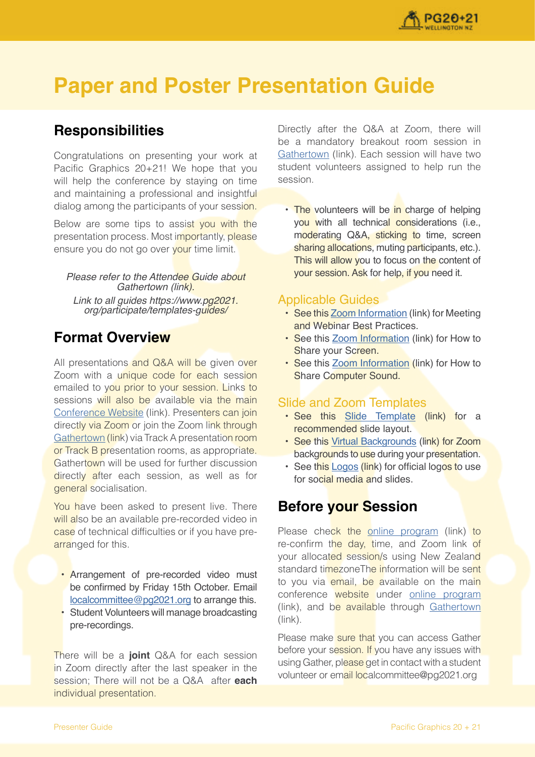# Paper and Poster Presentation Guide

## Responsibilities

Congratulations on presenting your work at Pacific Graphics 20+21! We hope that you will help the conference by staying on time and maintaining a professional and insightful dialog among the participants of your session.

Below are some tips to assist you with the presentation process. Most importantly, please ensure you do not go over your time limit.

*Please refer to the Attendee Guide about Gathertown (link).*
*Link to all guides https://www.pg2021.org/participate/templates-guides/*

## Format Overview

All presentations and Q&A will be given over Zoom with a unique code for each session emailed to you prior to your session. Links to sessions will also be available via the main Conference Website (link). Presenters can join directly via Zoom or join the Zoom link through Gathertown (link) via Track A presentation room or Track B presentation rooms, as appropriate. Gathertown will be used for further discussion directly after each session, as well as for general socialisation.

You have been asked to present live. There will also be an available pre-recorded video in case of technical difficulties or if you have pre-arranged for this.

- Arrangement of pre-recorded video must be confirmed by Friday 15th October. Email localcommittee@pg2021.org to arrange this.
- Student Volunteers will manage broadcasting pre-recordings.

There will be a **joint** Q&A for each session in Zoom directly after the last speaker in the session; There will not be a Q&A after **each** individual presentation.

Directly after the Q&A at Zoom, there will be a mandatory breakout room session in Gathertown (link). Each session will have two student volunteers assigned to help run the session.

- The volunteers will be in charge of helping you with all technical considerations (i.e., moderating Q&A, sticking to time, screen sharing allocations, muting participants, etc.). This will allow you to focus on the content of your session. Ask for help, if you need it.

### Applicable Guides

- See this Zoom Information (link) for Meeting and Webinar Best Practices.
- See this Zoom Information (link) for How to Share your Screen.
- See this Zoom Information (link) for How to Share Computer Sound.

### Slide and Zoom Templates

- See this Slide Template (link) for a recommended slide layout.
- See this Virtual Backgrounds (link) for Zoom backgrounds to use during your presentation.
- See this Logos (link) for official logos to use for social media and slides.

## Before your Session

Please check the online program (link) to re-confirm the day, time, and Zoom link of your allocated session/s using New Zealand standard timezoneThe information will be sent to you via email, be available on the main conference website under online program (link), and be available through Gathertown (link).

Please make sure that you can access Gather before your session. If you have any issues with using Gather, please get in contact with a student volunteer or email localcommittee@pg2021.org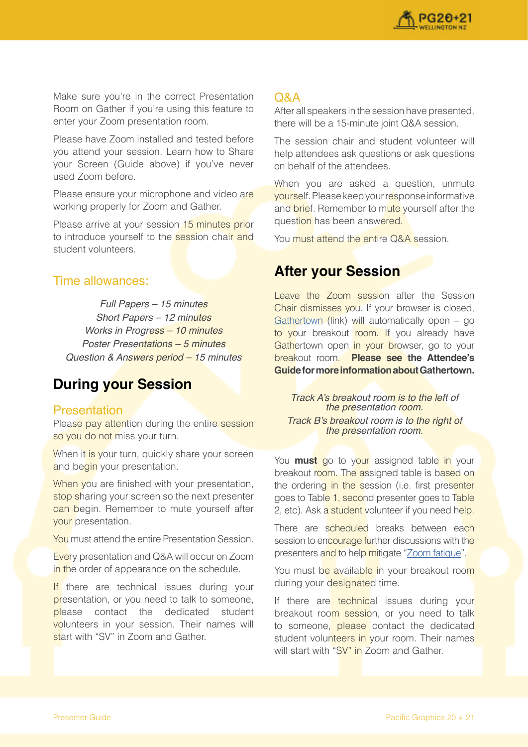Make sure you're in the correct Presentation Room on Gather if you're using this feature to enter your Zoom presentation room.

Please have Zoom installed and tested before you attend your session. Learn how to Share your Screen (Guide above) if you've never used Zoom before.

Please ensure your microphone and video are working properly for Zoom and Gather.

Please arrive at your session 15 minutes prior to introduce yourself to the session chair and student volunteers.

### Time allowances:

*Full Papers – 15 minutes*
*Short Papers – 12 minutes*
*Works in Progress – 10 minutes*
*Poster Presentations – 5 minutes*
*Question & Answers period – 15 minutes*

## During your Session

### Presentation

Please pay attention during the entire session so you do not miss your turn.

When it is your turn, quickly share your screen and begin your presentation.

When you are finished with your presentation, stop sharing your screen so the next presenter can begin. Remember to mute yourself after your presentation.

You must attend the entire Presentation Session.

Every presentation and Q&A will occur on Zoom in the order of appearance on the schedule.

If there are technical issues during your presentation, or you need to talk to someone, please contact the dedicated student volunteers in your session. Their names will start with "SV" in Zoom and Gather.

### Q&A

After all speakers in the session have presented, there will be a 15-minute joint Q&A session.

The session chair and student volunteer will help attendees ask questions or ask questions on behalf of the attendees.

When you are asked a question, unmute yourself. Please keep your response informative and brief. Remember to mute yourself after the question has been answered.

You must attend the entire Q&A session.

## After your Session

Leave the Zoom session after the Session Chair dismisses you. If your browser is closed, Gathertown (link) will automatically open – go to your breakout room. If you already have Gathertown open in your browser, go to your breakout room. **Please see the Attendee's Guide for more information about Gathertown.**

*Track A's breakout room is to the left of the presentation room.*
*Track B's breakout room is to the right of the presentation room.*

You **must** go to your assigned table in your breakout room. The assigned table is based on the ordering in the session (i.e. first presenter goes to Table 1, second presenter goes to Table 2, etc). Ask a student volunteer if you need help.

There are scheduled breaks between each session to encourage further discussions with the presenters and to help mitigate "Zoom fatigue".

You must be available in your breakout room during your designated time.

If there are technical issues during your breakout room session, or you need to talk to someone, please contact the dedicated student volunteers in your room. Their names will start with "SV" in Zoom and Gather.